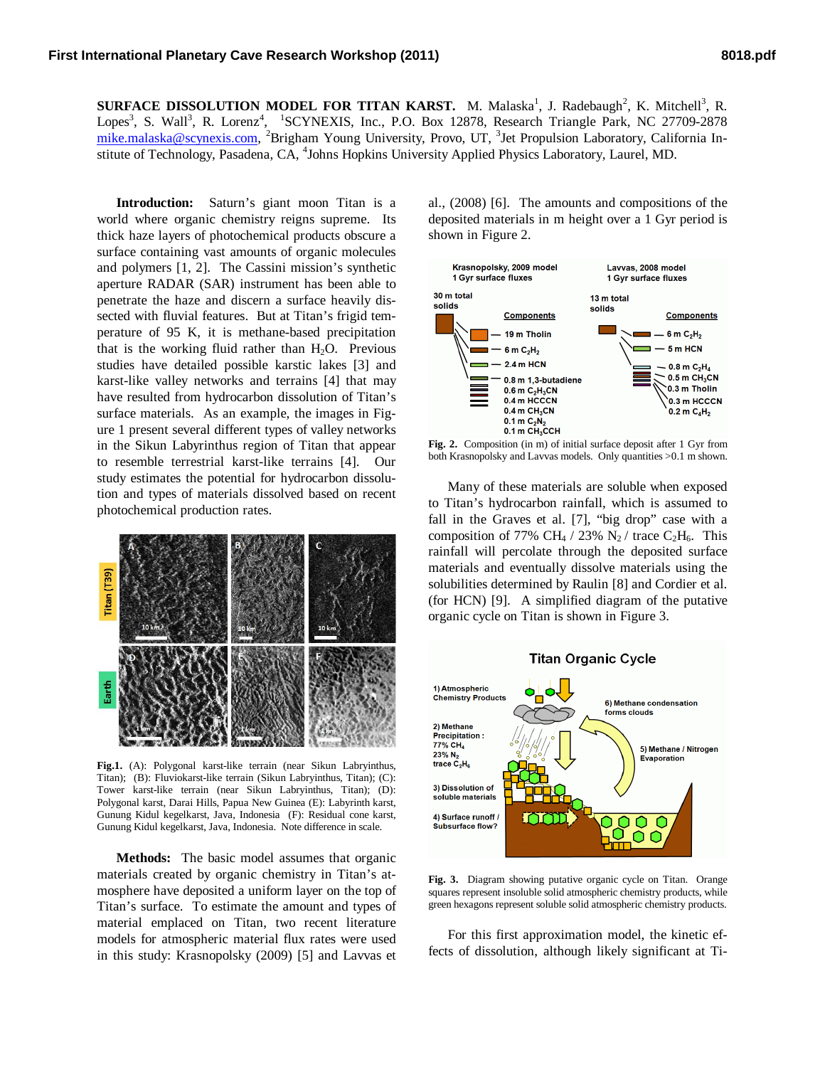**SURFACE DISSOLUTION MODEL FOR TITAN KARST.** M. Malaska[1], J. Radebaugh[2], K. Mitchell[3], R. Lopes[3], S. Wall[3], R. Lorenz[4], [1]SCYNEXIS, Inc., P.O. Box 12878, Research Triangle Park, NC 27709-2878 mike.malaska@scynexis.com, [2]Brigham Young University, Provo, UT, [3]Jet Propulsion Laboratory, California Institute of Technology, Pasadena, CA, [4]Johns Hopkins University Applied Physics Laboratory, Laurel, MD.

**Introduction:** Saturn's giant moon Titan is a world where organic chemistry reigns supreme. Its thick haze layers of photochemical products obscure a surface containing vast amounts of organic molecules and polymers [1, 2]. The Cassini mission's synthetic aperture RADAR (SAR) instrument has been able to penetrate the haze and discern a surface heavily dissected with fluvial features. But at Titan's frigid temperature of 95 K, it is methane-based precipitation that is the working fluid rather than $H_2O$. Previous studies have detailed possible karstic lakes [3] and karst-like valley networks and terrains [4] that may have resulted from hydrocarbon dissolution of Titan's surface materials. As an example, the images in Figure 1 present several different types of valley networks in the Sikun Labyrinthus region of Titan that appear to resemble terrestrial karst-like terrains [4]. Our study estimates the potential for hydrocarbon dissolution and types of materials dissolved based on recent photochemical production rates.

**Fig.1.** (A): Polygonal karst-like terrain (near Sikun Labyrinthus, Titan); (B): Fluviokarst-like terrain (Sikun Labyrinthus, Titan); (C): Tower karst-like terrain (near Sikun Labyrinthus, Titan); (D): Polygonal karst, Darai Hills, Papua New Guinea (E): Labyrinth karst, Gunung Kidul kegelkarst, Java, Indonesia (F): Residual cone karst, Gunung Kidul kegelkarst, Java, Indonesia. Note difference in scale.

**Methods:** The basic model assumes that organic materials created by organic chemistry in Titan's atmosphere have deposited a uniform layer on the top of Titan's surface. To estimate the amount and types of material emplaced on Titan, two recent literature models for atmospheric material flux rates were used in this study: Krasnopolsky (2009) [5] and Lavvas et al., (2008) [6]. The amounts and compositions of the deposited materials in m height over a 1 Gyr period is shown in Figure 2.

**Fig. 2.** Composition (in m) of initial surface deposit after 1 Gyr from both Krasnopolsky and Lavvas models. Only quantities >0.1 m shown.

Many of these materials are soluble when exposed to Titan's hydrocarbon rainfall, which is assumed to fall in the Graves et al. [7], "big drop" case with a composition of 77% $CH_4$ / 23% $N_2$ / trace $C_2H_6$. This rainfall will percolate through the deposited surface materials and eventually dissolve materials using the solubilities determined by Raulin [8] and Cordier et al. (for HCN) [9]. A simplified diagram of the putative organic cycle on Titan is shown in Figure 3.

**Fig. 3.** Diagram showing putative organic cycle on Titan. Orange squares represent insoluble solid atmospheric chemistry products, while green hexagons represent soluble solid atmospheric chemistry products.

For this first approximation model, the kinetic effects of dissolution, although likely significant at Ti-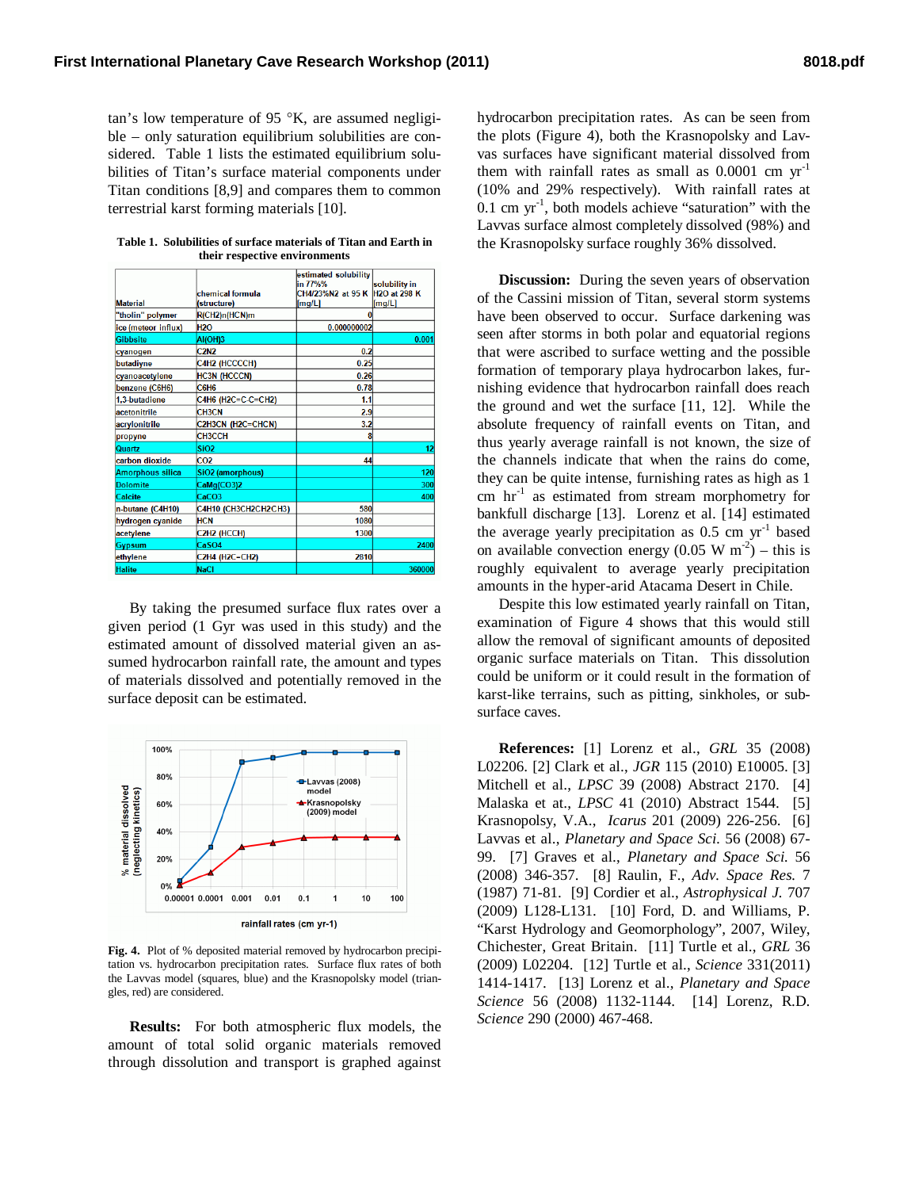tan's low temperature of 95 °K, are assumed negligible – only saturation equilibrium solubilities are considered. Table 1 lists the estimated equilibrium solubilities of Titan's surface material components under Titan conditions [8,9] and compares them to common terrestrial karst forming materials [10].

**Table 1. Solubilities of surface materials of Titan and Earth in their respective environments**

| Material | chemical formula (structure) | estimated solubility in 77%% CH4/23%N2 at 95 K [mg/L] | solubility in H2O at 298 K [mg/L] |
|---|---|---|---|
| "tholin" polymer | R(CH2)n(HCN)m | 0 | |
| ice (meteor influx) | H2O | 0.000000002 | |
| Gibbsite | Al(OH)3 | | 0.001 |
| cyanogen | C2N2 | 0.2 | |
| butadiyne | C4H2 (HCCCCH) | 0.25 | |
| cyanoacetylene | HC3N (HCCCN) | 0.26 | |
| benzene (C6H6) | C6H6 | 0.78 | |
| 1,3-butadiene | C4H6 (H2C=C-C=CH2) | 1.1 | |
| acetonitrile | CH3CN | 2.9 | |
| acrylonitrile | C2H3CN (H2C=CHCN) | 3.2 | |
| propyne | CH3CCH | 8 | |
| Quartz | SiO2 | | 12 |
| carbon dioxide | CO2 | 44 | |
| Amorphous silica | SiO2 (amorphous) | | 120 |
| Dolomite | CaMg(CO3)2 | | 300 |
| Calcite | CaCO3 | | 400 |
| n-butane (C4H10) | C4H10 (CH3CH2CH2CH3) | 580 | |
| hydrogen cyanide | HCN | 1080 | |
| acetylene | C2H2 (HCCH) | 1300 | |
| Gypsum | CaSO4 | | 2400 |
| ethylene | C2H4 (H2C=CH2) | 2810 | |
| Halite | NaCl | | 360000 |

By taking the presumed surface flux rates over a given period (1 Gyr was used in this study) and the estimated amount of dissolved material given an assumed hydrocarbon rainfall rate, the amount and types of materials dissolved and potentially removed in the surface deposit can be estimated.

% material dissolved (neglecting kinetics)
100%
80%
60%
40%
20%
0%
0.00001 0.0001 0.001 0.01 0.1 1 10 100
rainfall rates (cm yr-1)
Lavvas (2008) model
Krasnopolsky (2009) model

**Fig. 4.** Plot of % deposited material removed by hydrocarbon precipitation vs. hydrocarbon precipitation rates. Surface flux rates of both the Lavvas model (squares, blue) and the Krasnopolsky model (triangles, red) are considered.

**Results:** For both atmospheric flux models, the amount of total solid organic materials removed through dissolution and transport is graphed against hydrocarbon precipitation rates. As can be seen from the plots (Figure 4), both the Krasnopolsky and Lavvas surfaces have significant material dissolved from them with rainfall rates as small as 0.0001 cm yr$^{-1}$ (10% and 29% respectively). With rainfall rates at 0.1 cm yr$^{-1}$, both models achieve "saturation" with the Lavvas surface almost completely dissolved (98%) and the Krasnopolsky surface roughly 36% dissolved.

**Discussion:** During the seven years of observation of the Cassini mission of Titan, several storm systems have been observed to occur. Surface darkening was seen after storms in both polar and equatorial regions that were ascribed to surface wetting and the possible formation of temporary playa hydrocarbon lakes, furnishing evidence that hydrocarbon rainfall does reach the ground and wet the surface [11, 12]. While the absolute frequency of rainfall events on Titan, and thus yearly average rainfall is not known, the size of the channels indicate that when the rains do come, they can be quite intense, furnishing rates as high as 1 cm hr$^{-1}$ as estimated from stream morphometry for bankfull discharge [13]. Lorenz et al. [14] estimated the average yearly precipitation as 0.5 cm yr$^{-1}$ based on available convection energy (0.05 W m$^{-2}$) – this is roughly equivalent to average yearly precipitation amounts in the hyper-arid Atacama Desert in Chile.

Despite this low estimated yearly rainfall on Titan, examination of Figure 4 shows that this would still allow the removal of significant amounts of deposited organic surface materials on Titan. This dissolution could be uniform or it could result in the formation of karst-like terrains, such as pitting, sinkholes, or subsurface caves.

**References:** [1] Lorenz et al., *GRL* 35 (2008) L02206. [2] Clark et al., *JGR* 115 (2010) E10005. [3] Mitchell et al., *LPSC* 39 (2008) Abstract 2170. [4] Malaska et al., *LPSC* 41 (2010) Abstract 1544. [5] Krasnopolsy, V.A., *Icarus* 201 (2009) 226-256. [6] Lavvas et al., *Planetary and Space Sci.* 56 (2008) 67-99. [7] Graves et al., *Planetary and Space Sci.* 56 (2008) 346-357. [8] Raulin, F., *Adv. Space Res.* 7 (1987) 71-81. [9] Cordier et al., *Astrophysical J.* 707 (2009) L128-L131. [10] Ford, D. and Williams, P. "Karst Hydrology and Geomorphology", 2007, Wiley, Chichester, Great Britain. [11] Turtle et al., *GRL* 36 (2009) L02204. [12] Turtle et al., *Science* 331(2011) 1414-1417. [13] Lorenz et al., *Planetary and Space Science* 56 (2008) 1132-1144. [14] Lorenz, R.D. *Science* 290 (2000) 467-468.